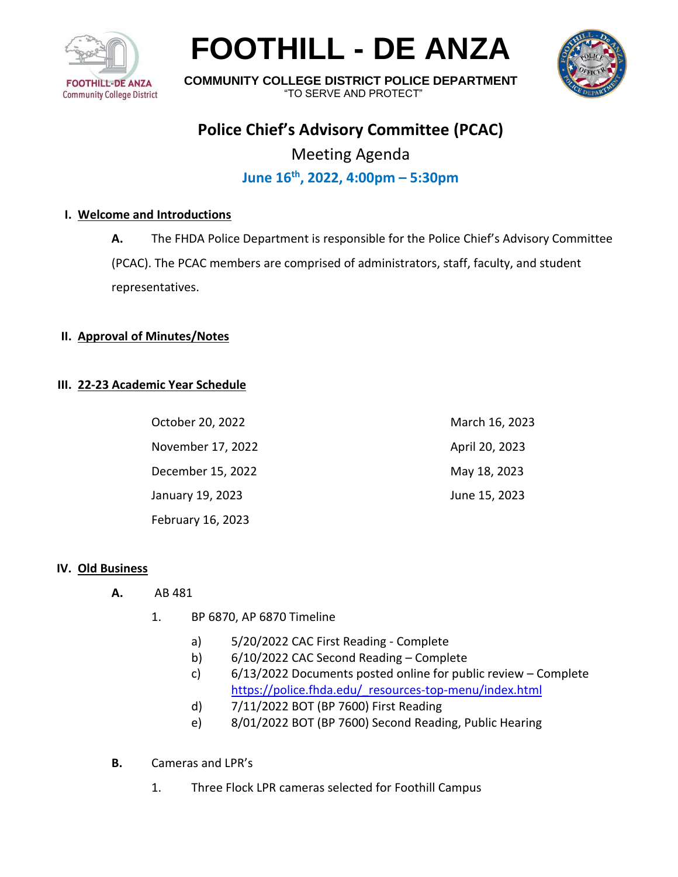# FOOTHILL - DE ANZA

**COMMUNITY COLLEGE DISTRICT POLICE DEPARTMENT**
"TO SERVE AND PROTECT"

## Police Chief's Advisory Committee (PCAC)

Meeting Agenda

**June 16th, 2022, 4:00pm – 5:30pm**

### I. Welcome and Introductions

**A.** The FHDA Police Department is responsible for the Police Chief's Advisory Committee (PCAC). The PCAC members are comprised of administrators, staff, faculty, and student representatives.

### II. Approval of Minutes/Notes

### III. 22-23 Academic Year Schedule

- October 20, 2022
- November 17, 2022
- December 15, 2022
- January 19, 2023
- February 16, 2023
- March 16, 2023
- April 20, 2023
- May 18, 2023
- June 15, 2023

### IV. Old Business

**A.** AB 481

1. BP 6870, AP 6870 Timeline
   a) 5/20/2022 CAC First Reading - Complete
   b) 6/10/2022 CAC Second Reading – Complete
   c) 6/13/2022 Documents posted online for public review – Complete https://police.fhda.edu/_resources-top-menu/index.html
   d) 7/11/2022 BOT (BP 7600) First Reading
   e) 8/01/2022 BOT (BP 7600) Second Reading, Public Hearing

**B.** Cameras and LPR's

1. Three Flock LPR cameras selected for Foothill Campus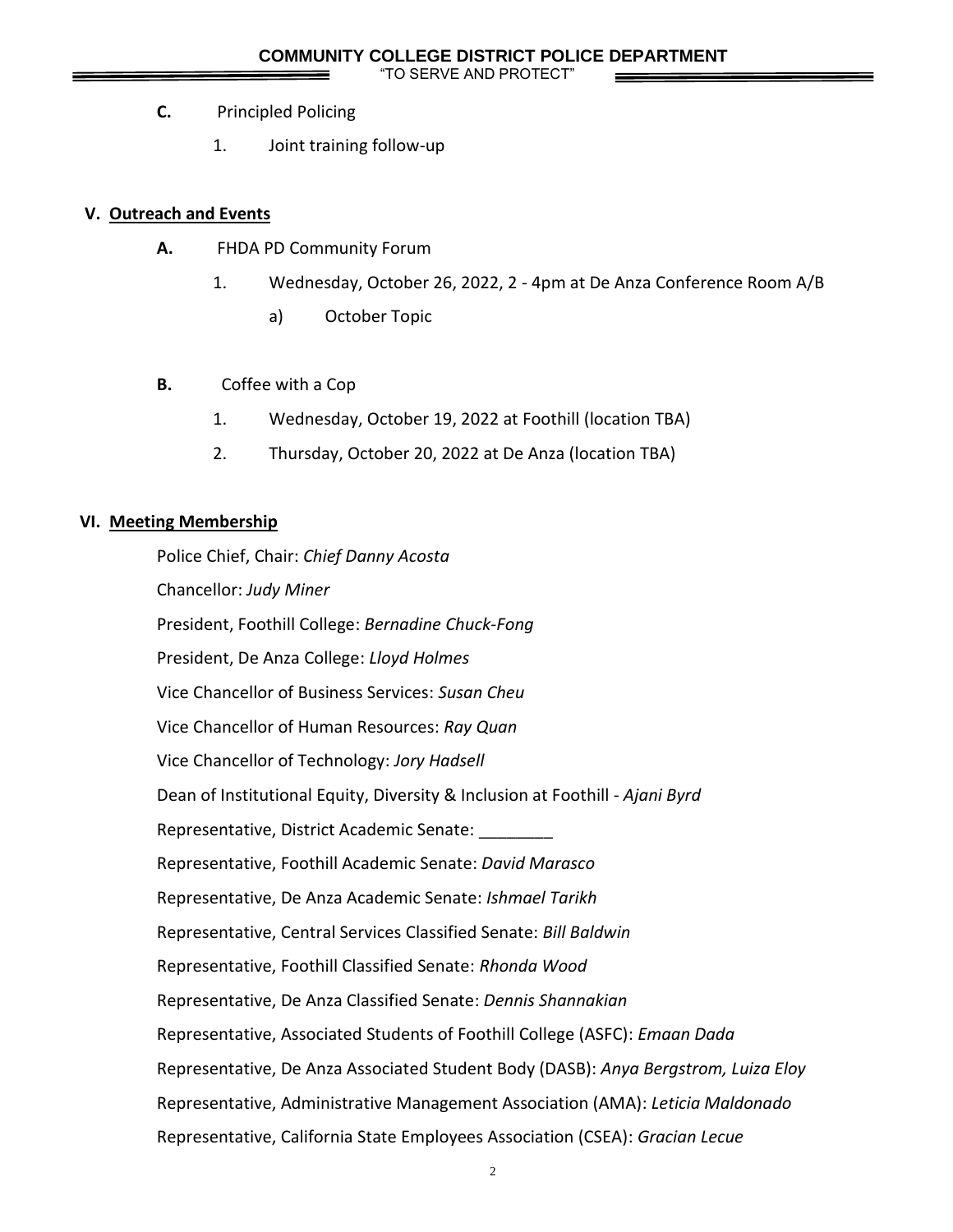**C.** Principled Policing

1. Joint training follow-up

## V. Outreach and Events

**A.** FHDA PD Community Forum

1. Wednesday, October 26, 2022, 2 - 4pm at De Anza Conference Room A/B

   a) October Topic

**B.** Coffee with a Cop

1. Wednesday, October 19, 2022 at Foothill (location TBA)
2. Thursday, October 20, 2022 at De Anza (location TBA)

## VI. Meeting Membership

Police Chief, Chair: *Chief Danny Acosta*

Chancellor: *Judy Miner*

President, Foothill College: *Bernadine Chuck-Fong*

President, De Anza College: *Lloyd Holmes*

Vice Chancellor of Business Services: *Susan Cheu*

Vice Chancellor of Human Resources: *Ray Quan*

Vice Chancellor of Technology: *Jory Hadsell*

Dean of Institutional Equity, Diversity & Inclusion at Foothill - *Ajani Byrd*

Representative, District Academic Senate: ________

Representative, Foothill Academic Senate: *David Marasco*

Representative, De Anza Academic Senate: *Ishmael Tarikh*

Representative, Central Services Classified Senate: *Bill Baldwin*

Representative, Foothill Classified Senate: *Rhonda Wood*

Representative, De Anza Classified Senate: *Dennis Shannakian*

Representative, Associated Students of Foothill College (ASFC): *Emaan Dada*

Representative, De Anza Associated Student Body (DASB): *Anya Bergstrom, Luiza Eloy*

Representative, Administrative Management Association (AMA): *Leticia Maldonado*

Representative, California State Employees Association (CSEA): *Gracian Lecue*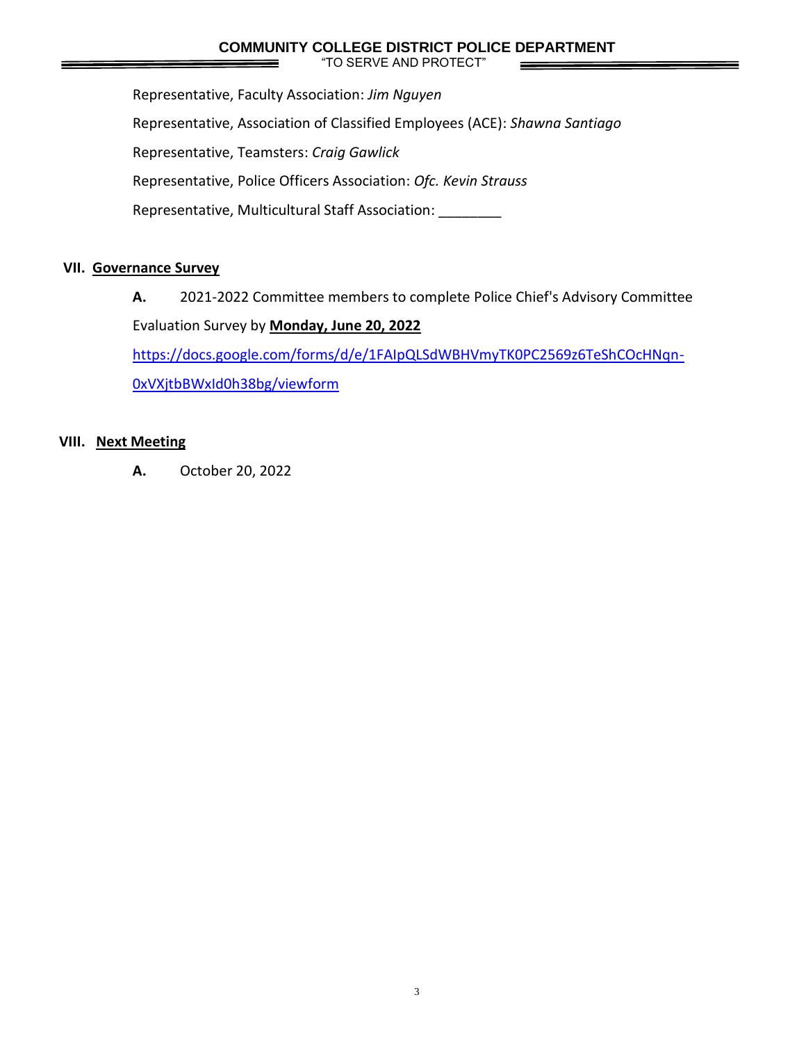Representative, Faculty Association: *Jim Nguyen*

Representative, Association of Classified Employees (ACE): *Shawna Santiago*

Representative, Teamsters: *Craig Gawlick*

Representative, Police Officers Association: *Ofc. Kevin Strauss*

Representative, Multicultural Staff Association: ________

## VII. Governance Survey

**A.** 2021-2022 Committee members to complete Police Chief's Advisory Committee Evaluation Survey by **Monday, June 20, 2022**

https://docs.google.com/forms/d/e/1FAIpQLSdWBHVmyTK0PC2569z6TeShCOcHNqn-0xVXjtbBWxId0h38bg/viewform

## VIII. Next Meeting

**A.** October 20, 2022